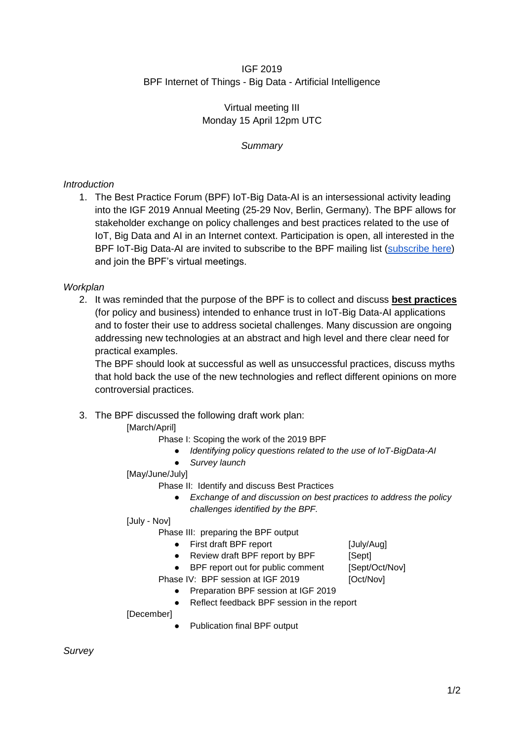IGF 2019

BPF Internet of Things - Big Data - Artificial Intelligence

Virtual meeting III

Monday 15 April 12pm UTC

*Summary*

*Introduction*

1. The Best Practice Forum (BPF) IoT-Big Data-AI is an intersessional activity leading into the IGF 2019 Annual Meeting (25-29 Nov, Berlin, Germany). The BPF allows for stakeholder exchange on policy challenges and best practices related to the use of IoT, Big Data and AI in an Internet context. Participation is open, all interested in the BPF IoT-Big Data-AI are invited to subscribe to the BPF mailing list (subscribe here) and join the BPF's virtual meetings.

*Workplan*

2. It was reminded that the purpose of the BPF is to collect and discuss **best practices** (for policy and business) intended to enhance trust in IoT-Big Data-AI applications and to foster their use to address societal challenges. Many discussion are ongoing addressing new technologies at an abstract and high level and there clear need for practical examples.
   The BPF should look at successful as well as unsuccessful practices, discuss myths that hold back the use of the new technologies and reflect different opinions on more controversial practices.

3. The BPF discussed the following draft work plan:

   [March/April]

   Phase I: Scoping the work of the 2019 BPF
   - *Identifying policy questions related to the use of IoT-BigData-AI*
   - *Survey launch*

   [May/June/July]

   Phase II: Identify and discuss Best Practices
   - *Exchange of and discussion on best practices to address the policy challenges identified by the BPF.*

   [July - Nov]

   Phase III: preparing the BPF output
   - First draft BPF report [July/Aug]
   - Review draft BPF report by BPF [Sept]
   - BPF report out for public comment [Sept/Oct/Nov]

   Phase IV: BPF session at IGF 2019 [Oct/Nov]
   - Preparation BPF session at IGF 2019
   - Reflect feedback BPF session in the report

   [December]
   - Publication final BPF output

*Survey*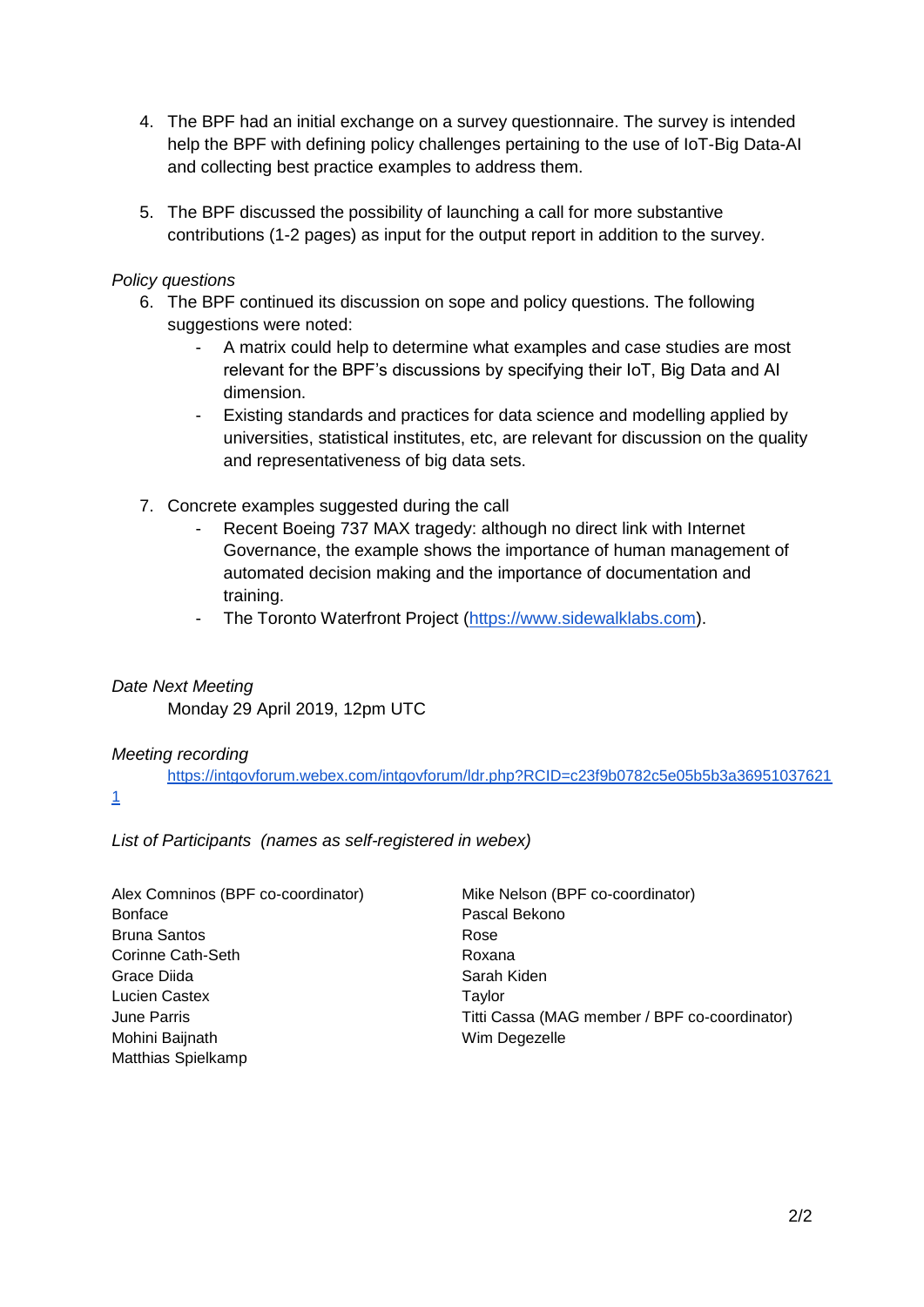4. The BPF had an initial exchange on a survey questionnaire. The survey is intended help the BPF with defining policy challenges pertaining to the use of IoT-Big Data-AI and collecting best practice examples to address them.

5. The BPF discussed the possibility of launching a call for more substantive contributions (1-2 pages) as input for the output report in addition to the survey.

*Policy questions*

6. The BPF continued its discussion on sope and policy questions. The following suggestions were noted:
   - A matrix could help to determine what examples and case studies are most relevant for the BPF's discussions by specifying their IoT, Big Data and AI dimension.
   - Existing standards and practices for data science and modelling applied by universities, statistical institutes, etc, are relevant for discussion on the quality and representativeness of big data sets.

7. Concrete examples suggested during the call
   - Recent Boeing 737 MAX tragedy: although no direct link with Internet Governance, the example shows the importance of human management of automated decision making and the importance of documentation and training.
   - The Toronto Waterfront Project (https://www.sidewalklabs.com).

*Date Next Meeting*

Monday 29 April 2019, 12pm UTC

*Meeting recording*

https://intgovforum.webex.com/intgovforum/ldr.php?RCID=c23f9b0782c5e05b5b3a369510376211

*List of Participants (names as self-registered in webex)*

Alex Comninos (BPF co-coordinator)
Bonface
Bruna Santos
Corinne Cath-Seth
Grace Diida
Lucien Castex
June Parris
Mohini Baijnath
Matthias Spielkamp
Mike Nelson (BPF co-coordinator)
Pascal Bekono
Rose
Roxana
Sarah Kiden
Taylor
Titti Cassa (MAG member / BPF co-coordinator)
Wim Degezelle